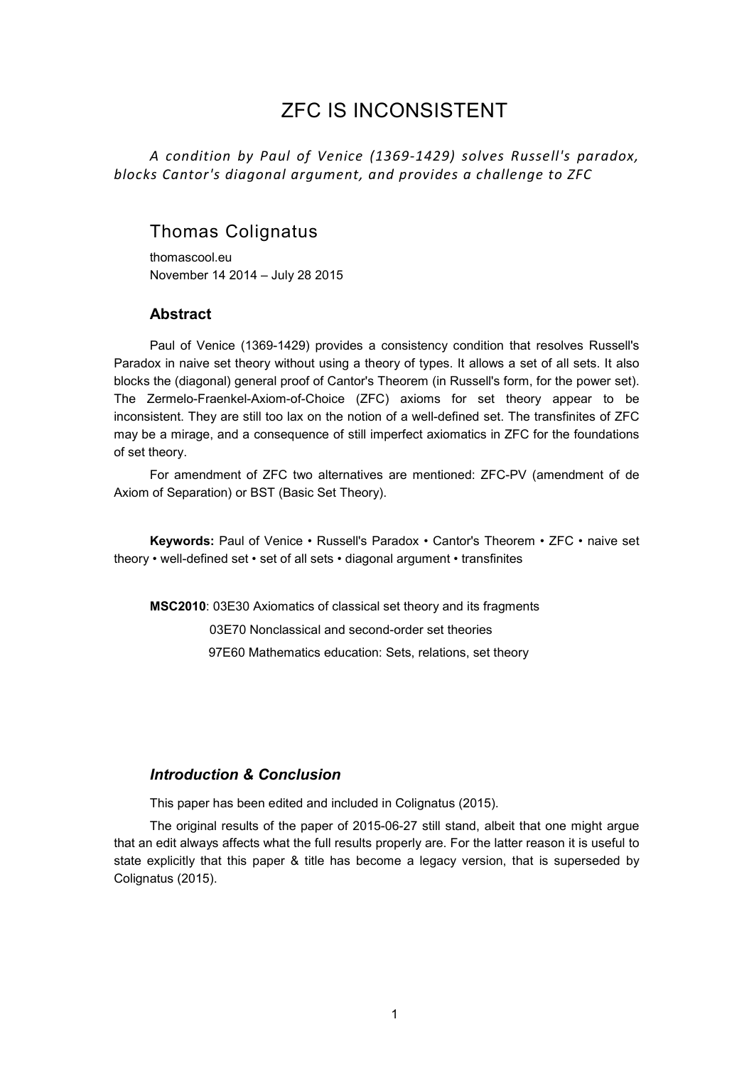# ZFC IS INCONSISTENT

*A condition by Paul of Venice (1369-1429) solves Russell's paradox, blocks Cantor's diagonal argument, and provides a challenge to ZFC*

## Thomas Colignatus

thomascool.eu

November 14 2014 – July 28 2015

### Abstract

Paul of Venice (1369-1429) provides a consistency condition that resolves Russell's Paradox in naive set theory without using a theory of types. It allows a set of all sets. It also blocks the (diagonal) general proof of Cantor's Theorem (in Russell's form, for the power set). The Zermelo-Fraenkel-Axiom-of-Choice (ZFC) axioms for set theory appear to be inconsistent. They are still too lax on the notion of a well-defined set. The transfinites of ZFC may be a mirage, and a consequence of still imperfect axiomatics in ZFC for the foundations of set theory.

For amendment of ZFC two alternatives are mentioned: ZFC-PV (amendment of de Axiom of Separation) or BST (Basic Set Theory).

**Keywords:** Paul of Venice • Russell's Paradox • Cantor's Theorem • ZFC • naive set theory • well-defined set • set of all sets • diagonal argument • transfinites

**MSC2010**: 03E30 Axiomatics of classical set theory and its fragments

03E70 Nonclassical and second-order set theories

97E60 Mathematics education: Sets, relations, set theory

### *Introduction & Conclusion*

This paper has been edited and included in Colignatus (2015).

The original results of the paper of 2015-06-27 still stand, albeit that one might argue that an edit always affects what the full results properly are. For the latter reason it is useful to state explicitly that this paper & title has become a legacy version, that is superseded by Colignatus (2015).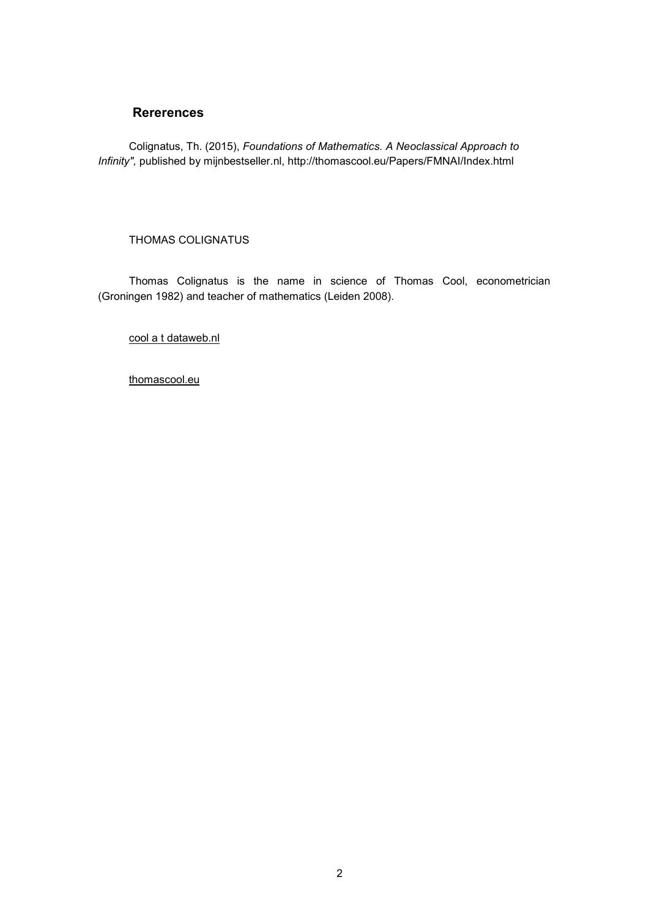## Rererences

Colignatus, Th. (2015), *Foundations of Mathematics. A Neoclassical Approach to Infinity",* published by mijnbestseller.nl, http://thomascool.eu/Papers/FMNAI/Index.html

THOMAS COLIGNATUS

Thomas Colignatus is the name in science of Thomas Cool, econometrician (Groningen 1982) and teacher of mathematics (Leiden 2008).

cool a t dataweb.nl

thomascool.eu